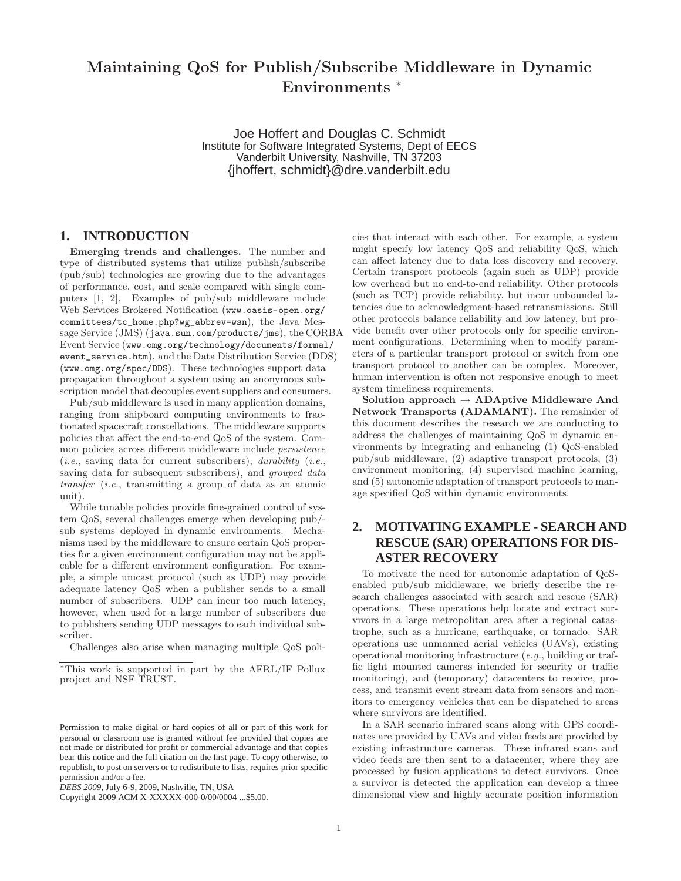# Maintaining QoS for Publish/Subscribe Middleware in Dynamic Environments *

Joe Hoffert and Douglas C. Schmidt
Institute for Software Integrated Systems, Dept of EECS
Vanderbilt University, Nashville, TN 37203
{jhoffert, schmidt}@dre.vanderbilt.edu

## 1. INTRODUCTION

**Emerging trends and challenges.** The number and type of distributed systems that utilize publish/subscribe (pub/sub) technologies are growing due to the advantages of performance, cost, and scale compared with single computers [1, 2]. Examples of pub/sub middleware include Web Services Brokered Notification (`www.oasis-open.org/committees/tc_home.php?wg_abbrev=wsn`), the Java Message Service (JMS) (`java.sun.com/products/jms`), the CORBA Event Service (`www.omg.org/technology/documents/formal/event_service.htm`), and the Data Distribution Service (DDS) (`www.omg.org/spec/DDS`). These technologies support data propagation throughout a system using an anonymous subscription model that decouples event suppliers and consumers.

Pub/sub middleware is used in many application domains, ranging from shipboard computing environments to fractionated spacecraft constellations. The middleware supports policies that affect the end-to-end QoS of the system. Common policies across different middleware include *persistence* (*i.e.*, saving data for current subscribers), *durability* (*i.e.*, saving data for subsequent subscribers), and *grouped data transfer* (*i.e.*, transmitting a group of data as an atomic unit).

While tunable policies provide fine-grained control of system QoS, several challenges emerge when developing pub/-sub systems deployed in dynamic environments. Mechanisms used by the middleware to ensure certain QoS properties for a given environment configuration may not be applicable for a different environment configuration. For example, a simple unicast protocol (such as UDP) may provide adequate latency QoS when a publisher sends to a small number of subscribers. UDP can incur too much latency, however, when used for a large number of subscribers due to publishers sending UDP messages to each individual subscriber.

Challenges also arise when managing multiple QoS policies that interact with each other. For example, a system might specify low latency QoS and reliability QoS, which can affect latency due to data loss discovery and recovery. Certain transport protocols (again such as UDP) provide low overhead but no end-to-end reliability. Other protocols (such as TCP) provide reliability, but incur unbounded latencies due to acknowledgment-based retransmissions. Still other protocols balance reliability and low latency, but provide benefit over other protocols only for specific environment configurations. Determining when to modify parameters of a particular transport protocol or switch from one transport protocol to another can be complex. Moreover, human intervention is often not responsive enough to meet system timeliness requirements.

**Solution approach → ADAptive Middleware And Network Transports (ADAMANT).** The remainder of this document describes the research we are conducting to address the challenges of maintaining QoS in dynamic environments by integrating and enhancing (1) QoS-enabled pub/sub middleware, (2) adaptive transport protocols, (3) environment monitoring, (4) supervised machine learning, and (5) autonomic adaptation of transport protocols to manage specified QoS within dynamic environments.

## 2. MOTIVATING EXAMPLE - SEARCH AND RESCUE (SAR) OPERATIONS FOR DISASTER RECOVERY

To motivate the need for autonomic adaptation of QoS-enabled pub/sub middleware, we briefly describe the research challenges associated with search and rescue (SAR) operations. These operations help locate and extract survivors in a large metropolitan area after a regional catastrophe, such as a hurricane, earthquake, or tornado. SAR operations use unmanned aerial vehicles (UAVs), existing operational monitoring infrastructure (*e.g.*, building or traffic light mounted cameras intended for security or traffic monitoring), and (temporary) datacenters to receive, process, and transmit event stream data from sensors and monitors to emergency vehicles that can be dispatched to areas where survivors are identified.

In a SAR scenario infrared scans along with GPS coordinates are provided by UAVs and video feeds are provided by existing infrastructure cameras. These infrared scans and video feeds are then sent to a datacenter, where they are processed by fusion applications to detect survivors. Once a survivor is detected the application can develop a three dimensional view and highly accurate position information

*This work is supported in part by the AFRL/IF Pollux project and NSF TRUST.

Permission to make digital or hard copies of all or part of this work for personal or classroom use is granted without fee provided that copies are not made or distributed for profit or commercial advantage and that copies bear this notice and the full citation on the first page. To copy otherwise, to republish, to post on servers or to redistribute to lists, requires prior specific permission and/or a fee.
*DEBS 2009*, July 6-9, 2009, Nashville, TN, USA
Copyright 2009 ACM X-XXXXX-000-0/00/0004 ...$5.00.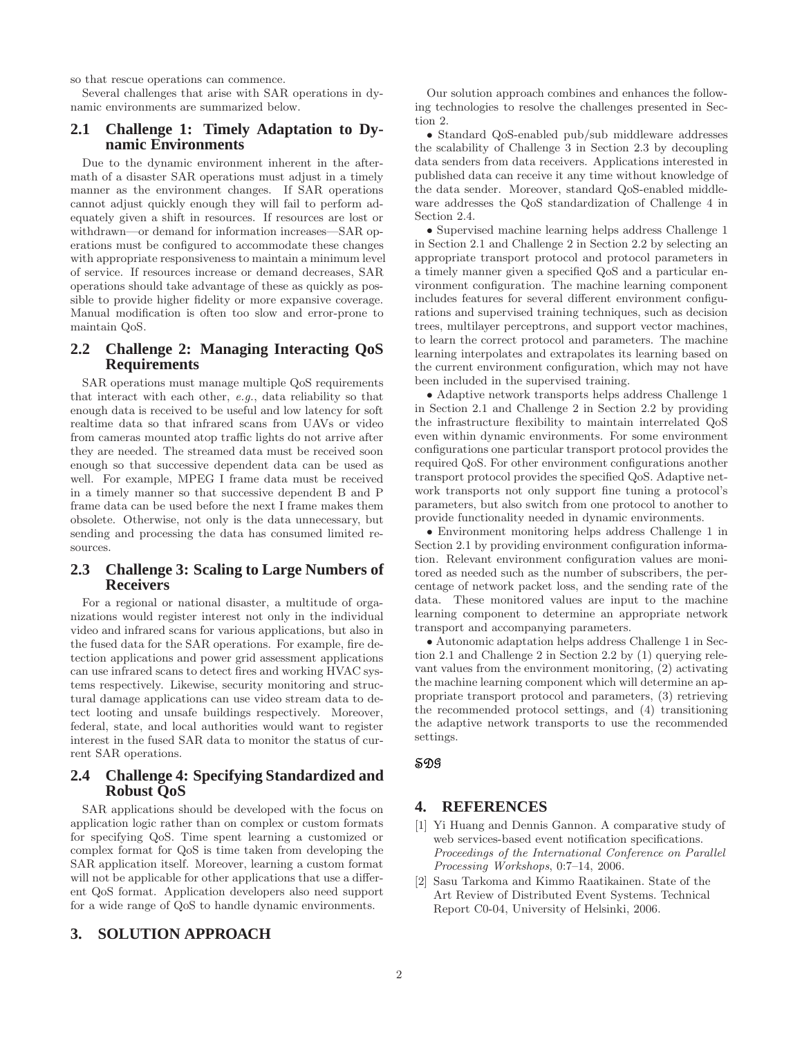so that rescue operations can commence.

Several challenges that arise with SAR operations in dynamic environments are summarized below.

## 2.1 Challenge 1: Timely Adaptation to Dynamic Environments

Due to the dynamic environment inherent in the aftermath of a disaster SAR operations must adjust in a timely manner as the environment changes. If SAR operations cannot adjust quickly enough they will fail to perform adequately given a shift in resources. If resources are lost or withdrawn—or demand for information increases—SAR operations must be configured to accommodate these changes with appropriate responsiveness to maintain a minimum level of service. If resources increase or demand decreases, SAR operations should take advantage of these as quickly as possible to provide higher fidelity or more expansive coverage. Manual modification is often too slow and error-prone to maintain QoS.

## 2.2 Challenge 2: Managing Interacting QoS Requirements

SAR operations must manage multiple QoS requirements that interact with each other, *e.g.*, data reliability so that enough data is received to be useful and low latency for soft realtime data so that infrared scans from UAVs or video from cameras mounted atop traffic lights do not arrive after they are needed. The streamed data must be received soon enough so that successive dependent data can be used as well. For example, MPEG I frame data must be received in a timely manner so that successive dependent B and P frame data can be used before the next I frame makes them obsolete. Otherwise, not only is the data unnecessary, but sending and processing the data has consumed limited resources.

## 2.3 Challenge 3: Scaling to Large Numbers of Receivers

For a regional or national disaster, a multitude of organizations would register interest not only in the individual video and infrared scans for various applications, but also in the fused data for the SAR operations. For example, fire detection applications and power grid assessment applications can use infrared scans to detect fires and working HVAC systems respectively. Likewise, security monitoring and structural damage applications can use video stream data to detect looting and unsafe buildings respectively. Moreover, federal, state, and local authorities would want to register interest in the fused SAR data to monitor the status of current SAR operations.

## 2.4 Challenge 4: Specifying Standardized and Robust QoS

SAR applications should be developed with the focus on application logic rather than on complex or custom formats for specifying QoS. Time spent learning a customized or complex format for QoS is time taken from developing the SAR application itself. Moreover, learning a custom format will not be applicable for other applications that use a different QoS format. Application developers also need support for a wide range of QoS to handle dynamic environments.

# 3. SOLUTION APPROACH

Our solution approach combines and enhances the following technologies to resolve the challenges presented in Section 2.

- Standard QoS-enabled pub/sub middleware addresses the scalability of Challenge 3 in Section 2.3 by decoupling data senders from data receivers. Applications interested in published data can receive it any time without knowledge of the data sender. Moreover, standard QoS-enabled middleware addresses the QoS standardization of Challenge 4 in Section 2.4.
- Supervised machine learning helps address Challenge 1 in Section 2.1 and Challenge 2 in Section 2.2 by selecting an appropriate transport protocol and protocol parameters in a timely manner given a specified QoS and a particular environment configuration. The machine learning component includes features for several different environment configurations and supervised training techniques, such as decision trees, multilayer perceptrons, and support vector machines, to learn the correct protocol and parameters. The machine learning interpolates and extrapolates its learning based on the current environment configuration, which may not have been included in the supervised training.
- Adaptive network transports helps address Challenge 1 in Section 2.1 and Challenge 2 in Section 2.2 by providing the infrastructure flexibility to maintain interrelated QoS even within dynamic environments. For some environment configurations one particular transport protocol provides the required QoS. For other environment configurations another transport protocol provides the specified QoS. Adaptive network transports not only support fine tuning a protocol's parameters, but also switch from one protocol to another to provide functionality needed in dynamic environments.
- Environment monitoring helps address Challenge 1 in Section 2.1 by providing environment configuration information. Relevant environment configuration values are monitored as needed such as the number of subscribers, the percentage of network packet loss, and the sending rate of the data. These monitored values are input to the machine learning component to determine an appropriate network transport and accompanying parameters.
- Autonomic adaptation helps address Challenge 1 in Section 2.1 and Challenge 2 in Section 2.2 by (1) querying relevant values from the environment monitoring, (2) activating the machine learning component which will determine an appropriate transport protocol and parameters, (3) retrieving the recommended protocol settings, and (4) transitioning the adaptive network transports to use the recommended settings.

*SDG*

# 4. REFERENCES

[1] Yi Huang and Dennis Gannon. A comparative study of web services-based event notification specifications. *Proceedings of the International Conference on Parallel Processing Workshops*, 0:7–14, 2006.

[2] Sasu Tarkoma and Kimmo Raatikainen. State of the Art Review of Distributed Event Systems. Technical Report C0-04, University of Helsinki, 2006.